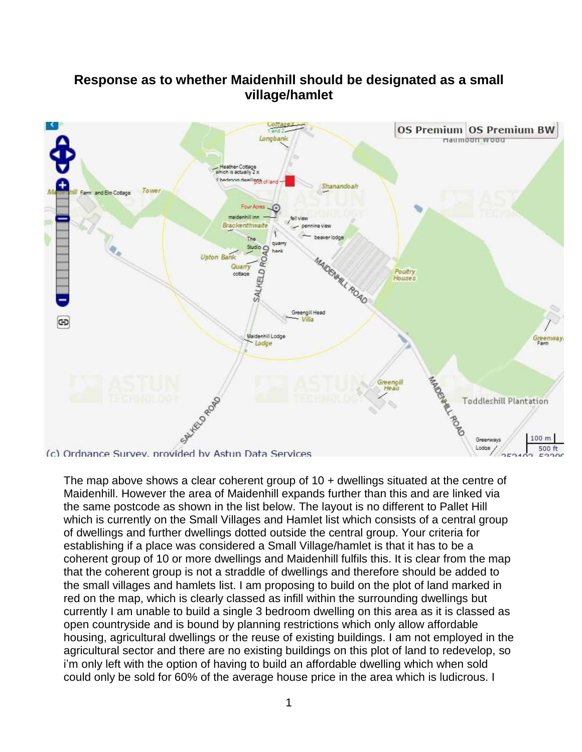# Response as to whether Maidenhill should be designated as a small village/hamlet

The map above shows a clear coherent group of 10 + dwellings situated at the centre of Maidenhill. However the area of Maidenhill expands further than this and are linked via the same postcode as shown in the list below. The layout is no different to Pallet Hill which is currently on the Small Villages and Hamlet list which consists of a central group of dwellings and further dwellings dotted outside the central group. Your criteria for establishing if a place was considered a Small Village/hamlet is that it has to be a coherent group of 10 or more dwellings and Maidenhill fulfils this. It is clear from the map that the coherent group is not a straddle of dwellings and therefore should be added to the small villages and hamlets list. I am proposing to build on the plot of land marked in red on the map, which is clearly classed as infill within the surrounding dwellings but currently I am unable to build a single 3 bedroom dwelling on this area as it is classed as open countryside and is bound by planning restrictions which only allow affordable housing, agricultural dwellings or the reuse of existing buildings. I am not employed in the agricultural sector and there are no existing buildings on this plot of land to redevelop, so i'm only left with the option of having to build an affordable dwelling which when sold could only be sold for 60% of the average house price in the area which is ludicrous. I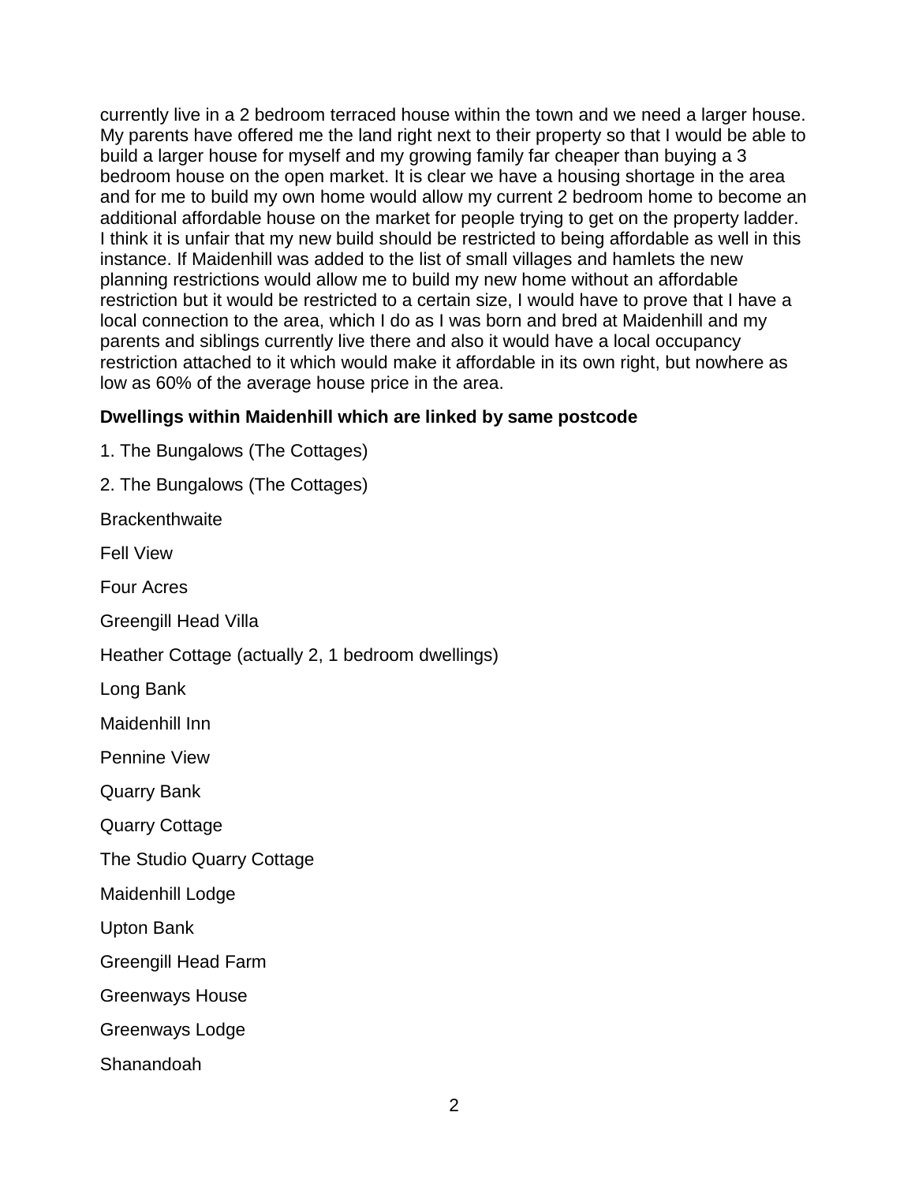currently live in a 2 bedroom terraced house within the town and we need a larger house. My parents have offered me the land right next to their property so that I would be able to build a larger house for myself and my growing family far cheaper than buying a 3 bedroom house on the open market. It is clear we have a housing shortage in the area and for me to build my own home would allow my current 2 bedroom home to become an additional affordable house on the market for people trying to get on the property ladder. I think it is unfair that my new build should be restricted to being affordable as well in this instance. If Maidenhill was added to the list of small villages and hamlets the new planning restrictions would allow me to build my new home without an affordable restriction but it would be restricted to a certain size, I would have to prove that I have a local connection to the area, which I do as I was born and bred at Maidenhill and my parents and siblings currently live there and also it would have a local occupancy restriction attached to it which would make it affordable in its own right, but nowhere as low as 60% of the average house price in the area.

**Dwellings within Maidenhill which are linked by same postcode**

1. The Bungalows (The Cottages)

2. The Bungalows (The Cottages)

Brackenthwaite

Fell View

Four Acres

Greengill Head Villa

Heather Cottage (actually 2, 1 bedroom dwellings)

Long Bank

Maidenhill Inn

Pennine View

Quarry Bank

Quarry Cottage

The Studio Quarry Cottage

Maidenhill Lodge

Upton Bank

Greengill Head Farm

Greenways House

Greenways Lodge

Shanandoah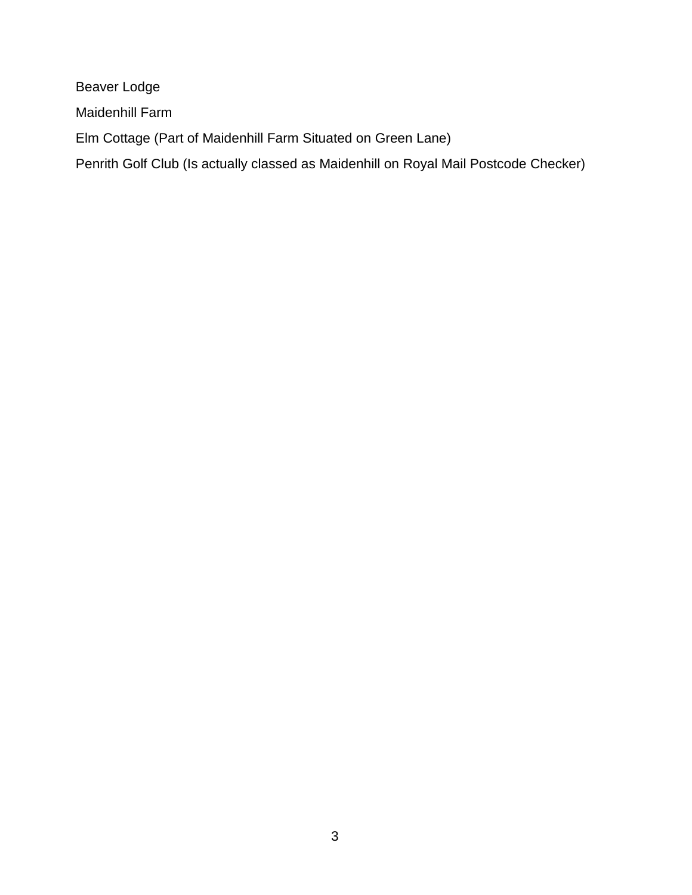Beaver Lodge

Maidenhill Farm

Elm Cottage (Part of Maidenhill Farm Situated on Green Lane)

Penrith Golf Club (Is actually classed as Maidenhill on Royal Mail Postcode Checker)